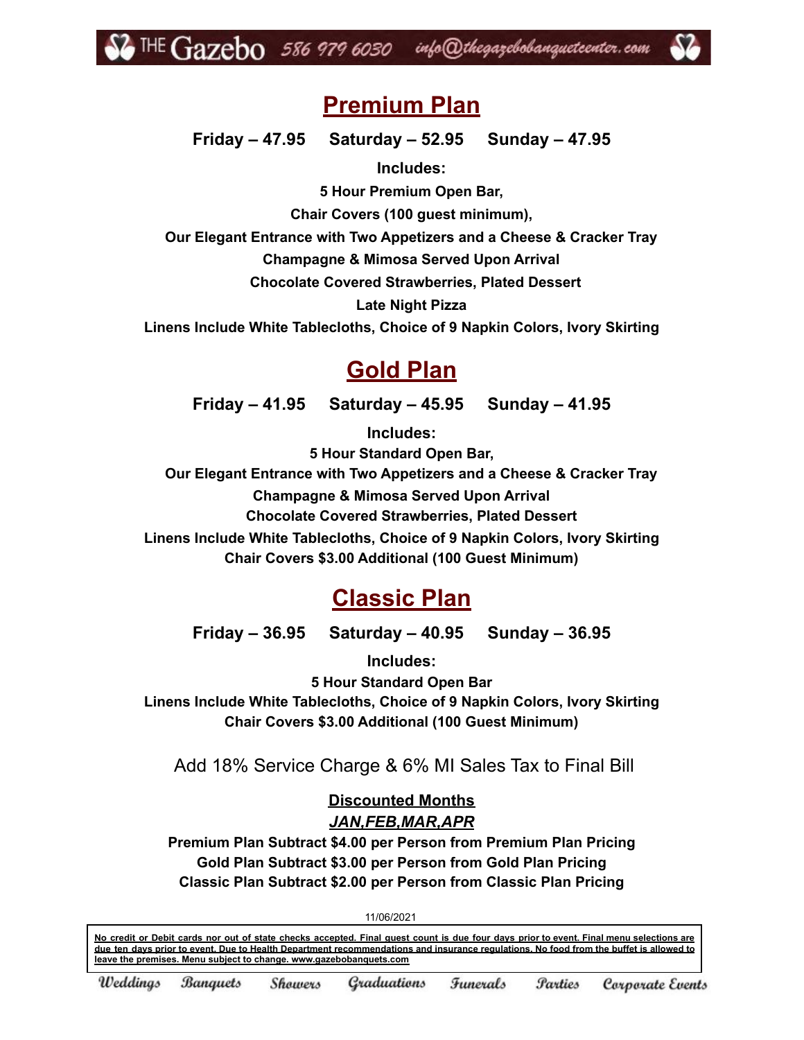THE Gazebo 586 979 6030 info@thegazebobanquetcenter.com

# Premium Plan

**Friday – 47.95 Saturday – 52.95 Sunday – 47.95**

**Includes:**

**5 Hour Premium Open Bar,**

**Chair Covers (100 guest minimum),**

**Our Elegant Entrance with Two Appetizers and a Cheese & Cracker Tray**

**Champagne & Mimosa Served Upon Arrival**

**Chocolate Covered Strawberries, Plated Dessert**

**Late Night Pizza**

**Linens Include White Tablecloths, Choice of 9 Napkin Colors, Ivory Skirting**

# Gold Plan

**Friday – 41.95 Saturday – 45.95 Sunday – 41.95**

**Includes:**

**5 Hour Standard Open Bar,**

**Our Elegant Entrance with Two Appetizers and a Cheese & Cracker Tray**

**Champagne & Mimosa Served Upon Arrival**

**Chocolate Covered Strawberries, Plated Dessert**

**Linens Include White Tablecloths, Choice of 9 Napkin Colors, Ivory Skirting**

**Chair Covers $3.00 Additional (100 Guest Minimum)**

# Classic Plan

**Friday – 36.95 Saturday – 40.95 Sunday – 36.95**

**Includes:**

**5 Hour Standard Open Bar**

**Linens Include White Tablecloths, Choice of 9 Napkin Colors, Ivory Skirting**

**Chair Covers $3.00 Additional (100 Guest Minimum)**

Add 18% Service Charge & 6% MI Sales Tax to Final Bill

**Discounted Months**

***JAN,FEB,MAR,APR***

**Premium Plan Subtract $4.00 per Person from Premium Plan Pricing**

**Gold Plan Subtract $3.00 per Person from Gold Plan Pricing**

**Classic Plan Subtract $2.00 per Person from Classic Plan Pricing**

11/06/2021

**No credit or Debit cards nor out of state checks accepted. Final guest count is due four days prior to event. Final menu selections are due ten days prior to event. Due to Health Department recommendations and insurance regulations. No food from the buffet is allowed to leave the premises. Menu subject to change. www.gazebobanquets.com**

Weddings Banquets Showers Graduations Funerals Parties Corporate Events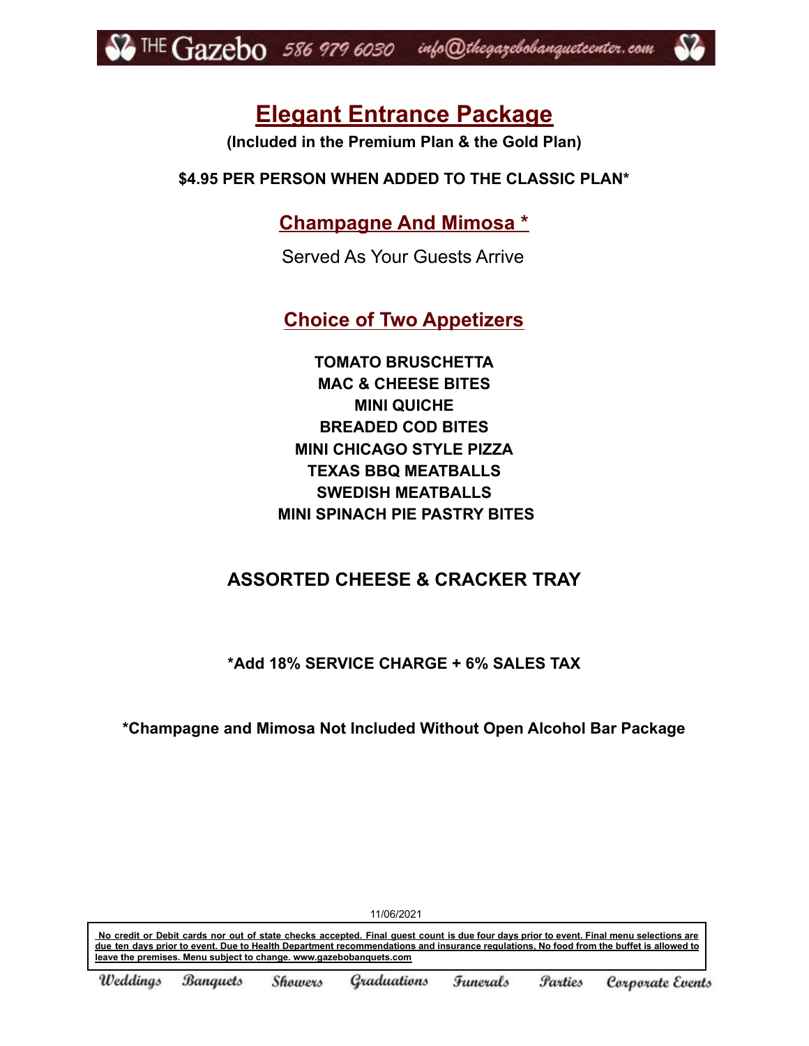# Elegant Entrance Package

**(Included in the Premium Plan & the Gold Plan)**

**$4.95 PER PERSON WHEN ADDED TO THE CLASSIC PLAN***

## Champagne And Mimosa *

Served As Your Guests Arrive

## Choice of Two Appetizers

**TOMATO BRUSCHETTA**
**MAC & CHEESE BITES**
**MINI QUICHE**
**BREADED COD BITES**
**MINI CHICAGO STYLE PIZZA**
**TEXAS BBQ MEATBALLS**
**SWEDISH MEATBALLS**
**MINI SPINACH PIE PASTRY BITES**

## ASSORTED CHEESE & CRACKER TRAY

**\*Add 18% SERVICE CHARGE + 6% SALES TAX**

**\*Champagne and Mimosa Not Included Without Open Alcohol Bar Package**

11/06/2021

**No credit or Debit cards nor out of state checks accepted. Final guest count is due four days prior to event. Final menu selections are due ten days prior to event. Due to Health Department recommendations and insurance regulations, No food from the buffet is allowed to leave the premises. Menu subject to change. www.gazebobanquets.com**

Weddings Banquets Showers Graduations Funerals Parties Corporate Events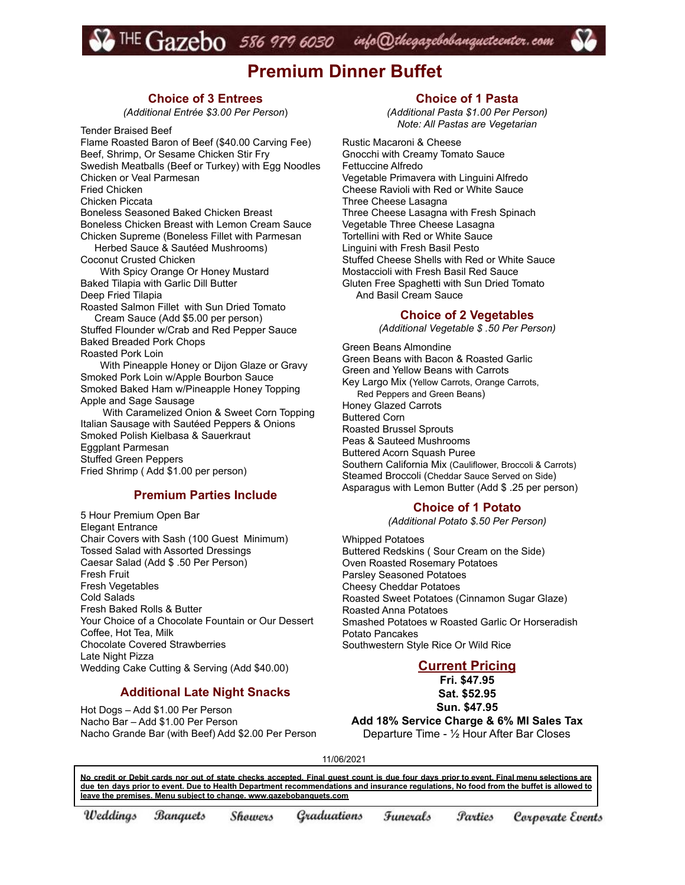THE Gazebo 586 979 6030 info@thegazebobanquetcenter.com

# Premium Dinner Buffet

## Choice of 3 Entrees

*(Additional Entrée $3.00 Per Person)*

Tender Braised Beef
Flame Roasted Baron of Beef ($40.00 Carving Fee)
Beef, Shrimp, Or Sesame Chicken Stir Fry
Swedish Meatballs (Beef or Turkey) with Egg Noodles
Chicken or Veal Parmesan
Fried Chicken
Chicken Piccata
Boneless Seasoned Baked Chicken Breast
Boneless Chicken Breast with Lemon Cream Sauce
Chicken Supreme (Boneless Fillet with Parmesan Herbed Sauce & Sautéed Mushrooms)
Coconut Crusted Chicken With Spicy Orange Or Honey Mustard
Baked Tilapia with Garlic Dill Butter
Deep Fried Tilapia
Roasted Salmon Fillet with Sun Dried Tomato Cream Sauce (Add $5.00 per person)
Stuffed Flounder w/Crab and Red Pepper Sauce
Baked Breaded Pork Chops
Roasted Pork Loin With Pineapple Honey or Dijon Glaze or Gravy
Smoked Pork Loin w/Apple Bourbon Sauce
Smoked Baked Ham w/Pineapple Honey Topping
Apple and Sage Sausage With Caramelized Onion & Sweet Corn Topping
Italian Sausage with Sautéed Peppers & Onions
Smoked Polish Kielbasa & Sauerkraut
Eggplant Parmesan
Stuffed Green Peppers
Fried Shrimp ( Add $1.00 per person)

## Premium Parties Include

5 Hour Premium Open Bar
Elegant Entrance
Chair Covers with Sash (100 Guest Minimum)
Tossed Salad with Assorted Dressings
Caesar Salad (Add $ .50 Per Person)
Fresh Fruit
Fresh Vegetables
Cold Salads
Fresh Baked Rolls & Butter
Your Choice of a Chocolate Fountain or Our Dessert
Coffee, Hot Tea, Milk
Chocolate Covered Strawberries
Late Night Pizza
Wedding Cake Cutting & Serving (Add $40.00)

## Additional Late Night Snacks

Hot Dogs – Add $1.00 Per Person
Nacho Bar – Add $1.00 Per Person
Nacho Grande Bar (with Beef) Add $2.00 Per Person

## Choice of 1 Pasta

*(Additional Pasta $1.00 Per Person)*
*Note: All Pastas are Vegetarian*

Rustic Macaroni & Cheese
Gnocchi with Creamy Tomato Sauce
Fettuccine Alfredo
Vegetable Primavera with Linguini Alfredo
Cheese Ravioli with Red or White Sauce
Three Cheese Lasagna
Three Cheese Lasagna with Fresh Spinach
Vegetable Three Cheese Lasagna
Tortellini with Red or White Sauce
Linguini with Fresh Basil Pesto
Stuffed Cheese Shells with Red or White Sauce
Mostacciolli with Fresh Basil Red Sauce
Gluten Free Spaghetti with Sun Dried Tomato And Basil Cream Sauce

## Choice of 2 Vegetables

*(Additional Vegetable $ .50 Per Person)*

Green Beans Almondine
Green Beans with Bacon & Roasted Garlic
Green and Yellow Beans with Carrots
Key Largo Mix (Yellow Carrots, Orange Carrots, Red Peppers and Green Beans)
Honey Glazed Carrots
Buttered Corn
Roasted Brussel Sprouts
Peas & Sauteed Mushrooms
Buttered Acorn Squash Puree
Southern California Mix (Cauliflower, Broccoli & Carrots)
Steamed Broccoli (Cheddar Sauce Served on Side)
Asparagus with Lemon Butter (Add $ .25 per person)

## Choice of 1 Potato

*(Additional Potato $.50 Per Person)*

Whipped Potatoes
Buttered Redskins ( Sour Cream on the Side)
Oven Roasted Rosemary Potatoes
Parsley Seasoned Potatoes
Cheesy Cheddar Potatoes
Roasted Sweet Potatoes (Cinnamon Sugar Glaze)
Roasted Anna Potatoes
Smashed Potatoes w Roasted Garlic Or Horseradish
Potato Pancakes
Southwestern Style Rice Or Wild Rice

## Current Pricing

**Fri. $47.95**
**Sat. $52.95**
**Sun. $47.95**
**Add 18% Service Charge & 6% MI Sales Tax**
Departure Time - ½ Hour After Bar Closes

11/06/2021

**No credit or Debit cards nor out of state checks accepted. Final guest count is due four days prior to event. Final menu selections are due ten days prior to event. Due to Health Department recommendations and insurance regulations, No food from the buffet is allowed to leave the premises. Menu subject to change. www.gazebobanquets.com**

Weddings Banquets Showers Graduations Funerals Parties Corporate Events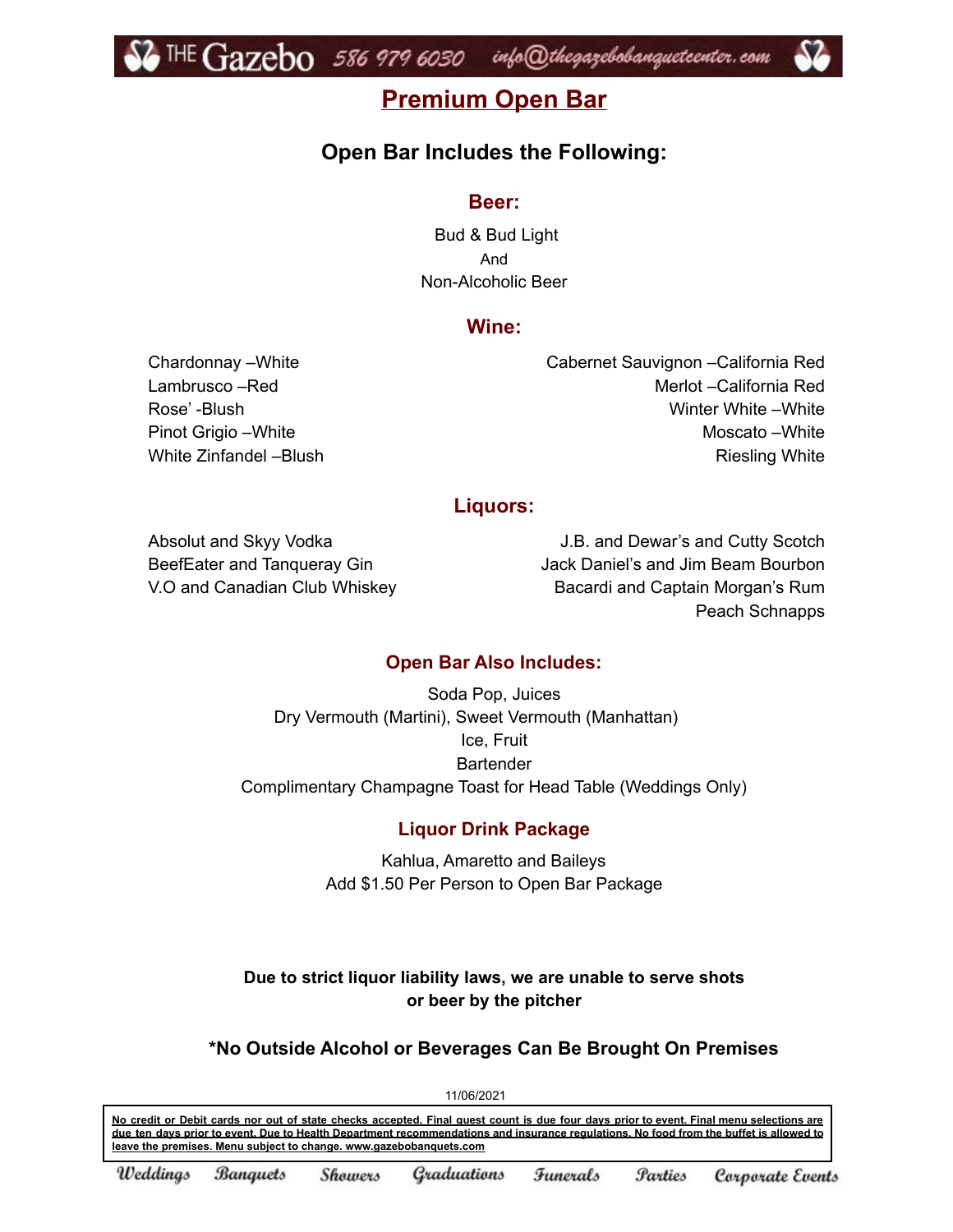# Premium Open Bar

## Open Bar Includes the Following:

### Beer:

Bud & Bud Light
And
Non-Alcoholic Beer

### Wine:

Chardonnay –White
Lambrusco –Red
Rose' -Blush
Pinot Grigio –White
White Zinfandel –Blush

Cabernet Sauvignon –California Red
Merlot –California Red
Winter White –White
Moscato –White
Riesling White

### Liquors:

Absolut and Skyy Vodka
BeefEater and Tanqueray Gin
V.O and Canadian Club Whiskey

J.B. and Dewar's and Cutty Scotch
Jack Daniel's and Jim Beam Bourbon
Bacardi and Captain Morgan's Rum
Peach Schnapps

### Open Bar Also Includes:

Soda Pop, Juices
Dry Vermouth (Martini), Sweet Vermouth (Manhattan)
Ice, Fruit
Bartender
Complimentary Champagne Toast for Head Table (Weddings Only)

### Liquor Drink Package

Kahlua, Amaretto and Baileys
Add $1.50 Per Person to Open Bar Package

**Due to strict liquor liability laws, we are unable to serve shots or beer by the pitcher**

**\*No Outside Alcohol or Beverages Can Be Brought On Premises**

11/06/2021

**No credit or Debit cards nor out of state checks accepted. Final guest count is due four days prior to event. Final menu selections are due ten days prior to event. Due to Health Department recommendations and insurance regulations. No food from the buffet is allowed to leave the premises. Menu subject to change. www.gazebobanquets.com**

*Weddings Banquets Showers Graduations Funerals Parties Corporate Events*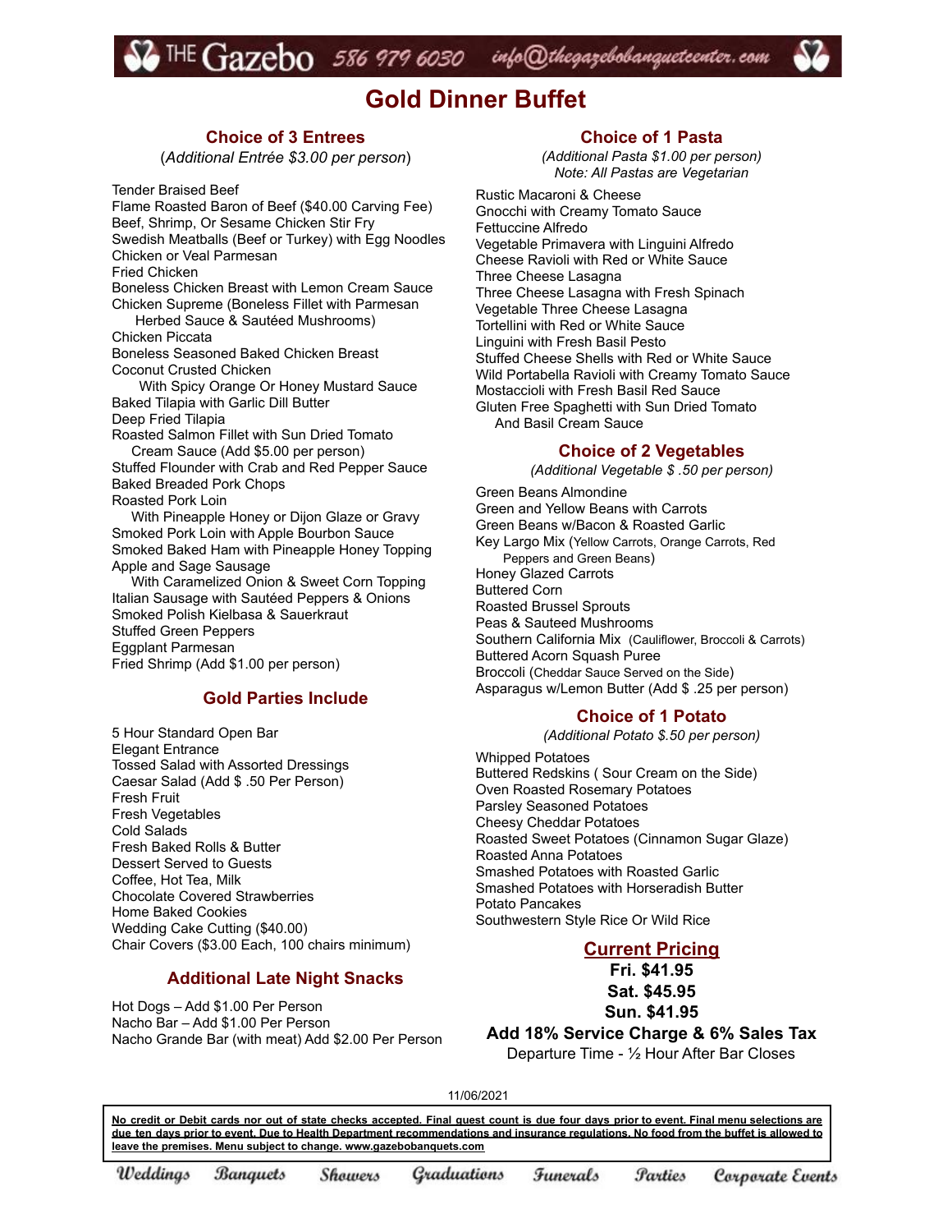THE Gazebo 586 979 6030 info@thegazebobanquetcenter.com

# Gold Dinner Buffet

## Choice of 3 Entrees

(*Additional Entrée $3.00 per person*)

Tender Braised Beef
Flame Roasted Baron of Beef ($40.00 Carving Fee)
Beef, Shrimp, Or Sesame Chicken Stir Fry
Swedish Meatballs (Beef or Turkey) with Egg Noodles
Chicken or Veal Parmesan
Fried Chicken
Boneless Chicken Breast with Lemon Cream Sauce
Chicken Supreme (Boneless Fillet with Parmesan
 Herbed Sauce & Sautéed Mushrooms)
Chicken Piccata
Boneless Seasoned Baked Chicken Breast
Coconut Crusted Chicken
 With Spicy Orange Or Honey Mustard Sauce
Baked Tilapia with Garlic Dill Butter
Deep Fried Tilapia
Roasted Salmon Fillet with Sun Dried Tomato
 Cream Sauce (Add $5.00 per person)
Stuffed Flounder with Crab and Red Pepper Sauce
Baked Breaded Pork Chops
Roasted Pork Loin
 With Pineapple Honey or Dijon Glaze or Gravy
Smoked Pork Loin with Apple Bourbon Sauce
Smoked Baked Ham with Pineapple Honey Topping
Apple and Sage Sausage
 With Caramelized Onion & Sweet Corn Topping
Italian Sausage with Sautéed Peppers & Onions
Smoked Polish Kielbasa & Sauerkraut
Stuffed Green Peppers
Eggplant Parmesan
Fried Shrimp (Add $1.00 per person)

## Gold Parties Include

5 Hour Standard Open Bar
Elegant Entrance
Tossed Salad with Assorted Dressings
Caesar Salad (Add $ .50 Per Person)
Fresh Fruit
Fresh Vegetables
Cold Salads
Fresh Baked Rolls & Butter
Dessert Served to Guests
Coffee, Hot Tea, Milk
Chocolate Covered Strawberries
Home Baked Cookies
Wedding Cake Cutting ($40.00)
Chair Covers ($3.00 Each, 100 chairs minimum)

## Additional Late Night Snacks

Hot Dogs – Add $1.00 Per Person
Nacho Bar – Add $1.00 Per Person
Nacho Grande Bar (with meat) Add $2.00 Per Person

## Choice of 1 Pasta

*(Additional Pasta $1.00 per person)*
*Note: All Pastas are Vegetarian*

Rustic Macaroni & Cheese
Gnocchi with Creamy Tomato Sauce
Fettuccine Alfredo
Vegetable Primavera with Linguini Alfredo
Cheese Ravioli with Red or White Sauce
Three Cheese Lasagna
Three Cheese Lasagna with Fresh Spinach
Vegetable Three Cheese Lasagna
Tortellini with Red or White Sauce
Linguini with Fresh Basil Pesto
Stuffed Cheese Shells with Red or White Sauce
Wild Portabella Ravioli with Creamy Tomato Sauce
Mostaccioli with Fresh Basil Red Sauce
Gluten Free Spaghetti with Sun Dried Tomato
 And Basil Cream Sauce

## Choice of 2 Vegetables

*(Additional Vegetable $ .50 per person)*

Green Beans Almondine
Green and Yellow Beans with Carrots
Green Beans w/Bacon & Roasted Garlic
Key Largo Mix (Yellow Carrots, Orange Carrots, Red
 Peppers and Green Beans)
Honey Glazed Carrots
Buttered Corn
Roasted Brussel Sprouts
Peas & Sauteed Mushrooms
Southern California Mix (Cauliflower, Broccoli & Carrots)
Buttered Acorn Squash Puree
Broccoli (Cheddar Sauce Served on the Side)
Asparagus w/Lemon Butter (Add $ .25 per person)

## Choice of 1 Potato

*(Additional Potato $.50 per person)*

Whipped Potatoes
Buttered Redskins ( Sour Cream on the Side)
Oven Roasted Rosemary Potatoes
Parsley Seasoned Potatoes
Cheesy Cheddar Potatoes
Roasted Sweet Potatoes (Cinnamon Sugar Glaze)
Roasted Anna Potatoes
Smashed Potatoes with Roasted Garlic
Smashed Potatoes with Horseradish Butter
Potato Pancakes
Southwestern Style Rice Or Wild Rice

## Current Pricing

**Fri. $41.95**
**Sat. $45.95**
**Sun. $41.95**
**Add 18% Service Charge & 6% Sales Tax**
Departure Time - ½ Hour After Bar Closes

11/06/2021

**No credit or Debit cards nor out of state checks accepted. Final guest count is due four days prior to event. Final menu selections are due ten days prior to event. Due to Health Department recommendations and insurance regulations. No food from the buffet is allowed to leave the premises. Menu subject to change. www.gazebobanquets.com**

Weddings Banquets Showers Graduations Funerals Parties Corporate Events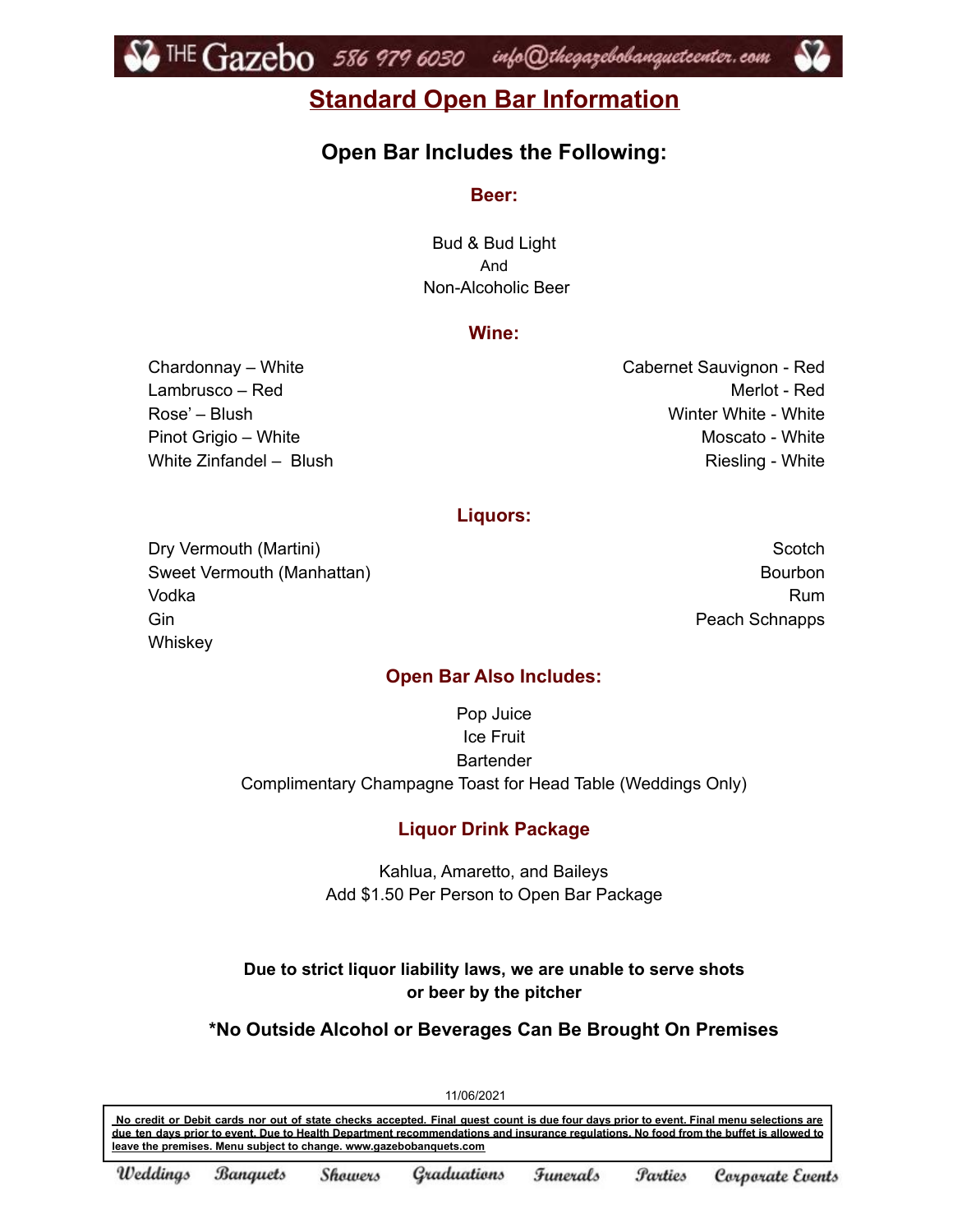# Standard Open Bar Information

## Open Bar Includes the Following:

### Beer:

Bud & Bud Light
And
Non-Alcoholic Beer

### Wine:

Chardonnay – White
Lambrusco – Red
Rose' – Blush
Pinot Grigio – White
White Zinfandel – Blush
Cabernet Sauvignon - Red
Merlot - Red
Winter White - White
Moscato - White
Riesling - White

### Liquors:

Dry Vermouth (Martini)
Sweet Vermouth (Manhattan)
Vodka
Gin
Whiskey
Scotch
Bourbon
Rum
Peach Schnapps

### Open Bar Also Includes:

Pop Juice
Ice Fruit
Bartender
Complimentary Champagne Toast for Head Table (Weddings Only)

### Liquor Drink Package

Kahlua, Amaretto, and Baileys
Add $1.50 Per Person to Open Bar Package

**Due to strict liquor liability laws, we are unable to serve shots or beer by the pitcher**

**\*No Outside Alcohol or Beverages Can Be Brought On Premises**

11/06/2021

**No credit or Debit cards nor out of state checks accepted. Final guest count is due four days prior to event. Final menu selections are due ten days prior to event. Due to Health Department recommendations and insurance regulations. No food from the buffet is allowed to leave the premises. Menu subject to change. www.gazebobanquets.com**

Weddings Banquets Showers Graduations Funerals Parties Corporate Events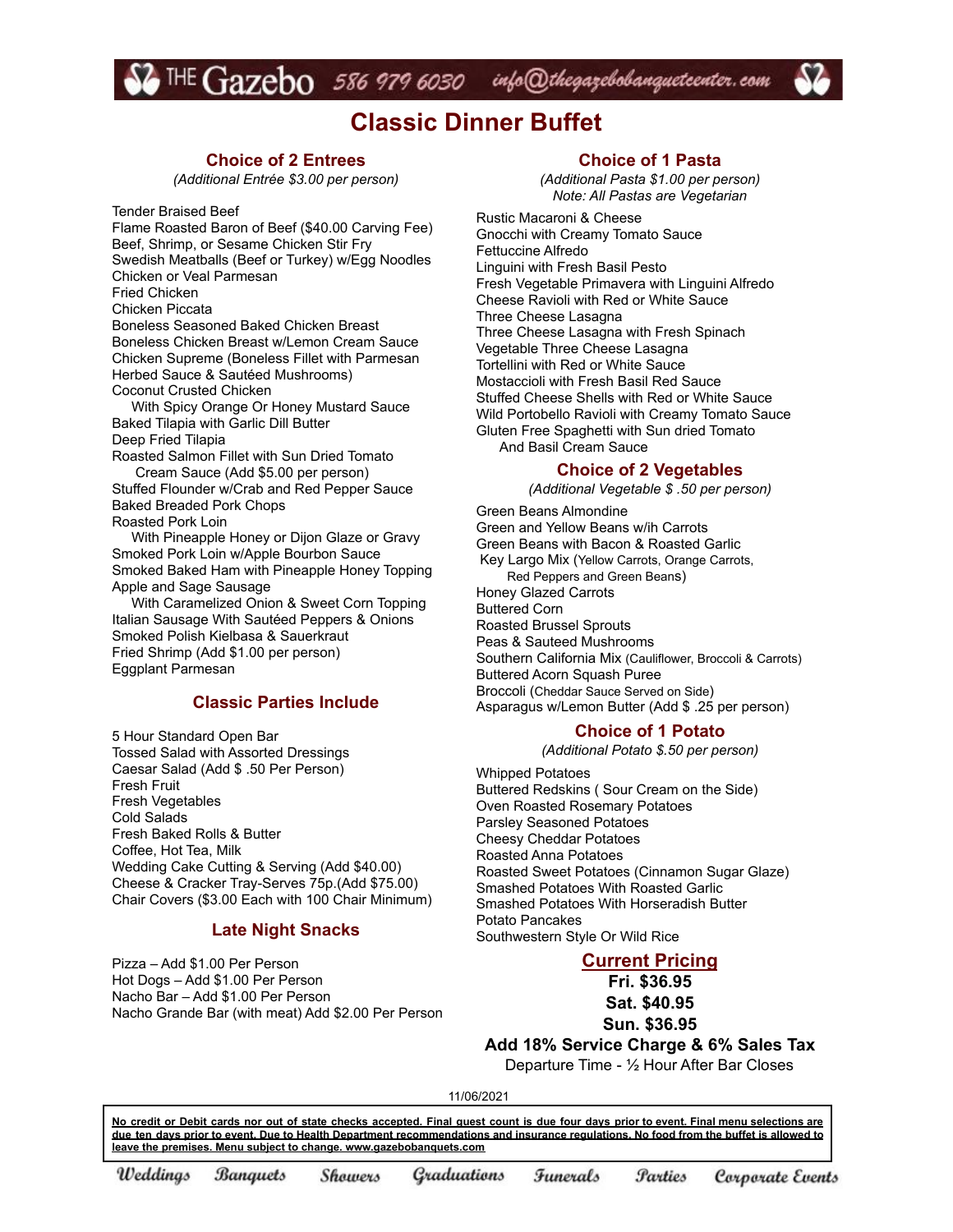THE Gazebo 586 979 6030 info@thegazebobanquetcenter.com

# Classic Dinner Buffet

## Choice of 2 Entrees

*(Additional Entrée $3.00 per person)*

Tender Braised Beef
Flame Roasted Baron of Beef ($40.00 Carving Fee)
Beef, Shrimp, or Sesame Chicken Stir Fry
Swedish Meatballs (Beef or Turkey) w/Egg Noodles
Chicken or Veal Parmesan
Fried Chicken
Chicken Piccata
Boneless Seasoned Baked Chicken Breast
Boneless Chicken Breast w/Lemon Cream Sauce
Chicken Supreme (Boneless Fillet with Parmesan Herbed Sauce & Sautéed Mushrooms)
Coconut Crusted Chicken
With Spicy Orange Or Honey Mustard Sauce
Baked Tilapia with Garlic Dill Butter
Deep Fried Tilapia
Roasted Salmon Fillet with Sun Dried Tomato Cream Sauce (Add $5.00 per person)
Stuffed Flounder w/Crab and Red Pepper Sauce
Baked Breaded Pork Chops
Roasted Pork Loin
With Pineapple Honey or Dijon Glaze or Gravy
Smoked Pork Loin w/Apple Bourbon Sauce
Smoked Baked Ham with Pineapple Honey Topping
Apple and Sage Sausage
With Caramelized Onion & Sweet Corn Topping
Italian Sausage With Sautéed Peppers & Onions
Smoked Polish Kielbasa & Sauerkraut
Fried Shrimp (Add $1.00 per person)
Eggplant Parmesan

## Classic Parties Include

5 Hour Standard Open Bar
Tossed Salad with Assorted Dressings
Caesar Salad (Add $ .50 Per Person)
Fresh Fruit
Fresh Vegetables
Cold Salads
Fresh Baked Rolls & Butter
Coffee, Hot Tea, Milk
Wedding Cake Cutting & Serving (Add $40.00)
Cheese & Cracker Tray-Serves 75p.(Add $75.00)
Chair Covers ($3.00 Each with 100 Chair Minimum)

## Late Night Snacks

Pizza – Add $1.00 Per Person
Hot Dogs – Add $1.00 Per Person
Nacho Bar – Add $1.00 Per Person
Nacho Grande Bar (with meat) Add $2.00 Per Person

## Choice of 1 Pasta

*(Additional Pasta $1.00 per person)*
*Note: All Pastas are Vegetarian*

Rustic Macaroni & Cheese
Gnocchi with Creamy Tomato Sauce
Fettuccine Alfredo
Linguini with Fresh Basil Pesto
Fresh Vegetable Primavera with Linguini Alfredo
Cheese Ravioli with Red or White Sauce
Three Cheese Lasagna
Three Cheese Lasagna with Fresh Spinach
Vegetable Three Cheese Lasagna
Tortellini with Red or White Sauce
Mostaccioli with Fresh Basil Red Sauce
Stuffed Cheese Shells with Red or White Sauce
Wild Portobello Ravioli with Creamy Tomato Sauce
Gluten Free Spaghetti with Sun dried Tomato And Basil Cream Sauce

## Choice of 2 Vegetables

*(Additional Vegetable $ .50 per person)*

Green Beans Almondine
Green and Yellow Beans w/ih Carrots
Green Beans with Bacon & Roasted Garlic
Key Largo Mix (Yellow Carrots, Orange Carrots, Red Peppers and Green Beans)
Honey Glazed Carrots
Buttered Corn
Roasted Brussel Sprouts
Peas & Sauteed Mushrooms
Southern California Mix (Cauliflower, Broccoli & Carrots)
Buttered Acorn Squash Puree
Broccoli (Cheddar Sauce Served on Side)
Asparagus w/Lemon Butter (Add $ .25 per person)

## Choice of 1 Potato

*(Additional Potato $.50 per person)*

Whipped Potatoes
Buttered Redskins ( Sour Cream on the Side)
Oven Roasted Rosemary Potatoes
Parsley Seasoned Potatoes
Cheesy Cheddar Potatoes
Roasted Anna Potatoes
Roasted Sweet Potatoes (Cinnamon Sugar Glaze)
Smashed Potatoes With Roasted Garlic
Smashed Potatoes With Horseradish Butter
Potato Pancakes
Southwestern Style Or Wild Rice

## Current Pricing

**Fri. $36.95**
**Sat. $40.95**
**Sun. $36.95**
**Add 18% Service Charge & 6% Sales Tax**
Departure Time - ½ Hour After Bar Closes

11/06/2021

**No credit or Debit cards nor out of state checks accepted. Final guest count is due four days prior to event. Final menu selections are due ten days prior to event. Due to Health Department recommendations and insurance regulations. No food from the buffet is allowed to leave the premises. Menu subject to change. www.gazebobanquets.com**

Weddings Banquets Showers Graduations Funerals Parties Corporate Events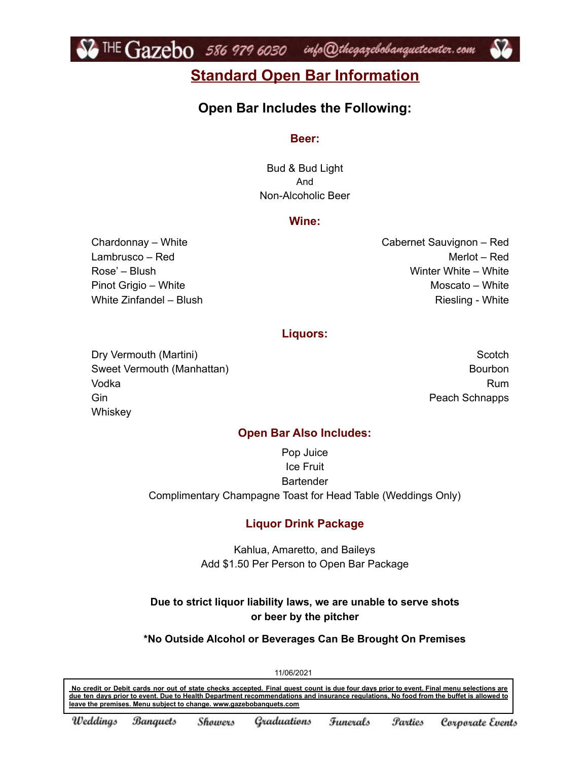# Standard Open Bar Information

## Open Bar Includes the Following:

### Beer:

Bud & Bud Light
And
Non-Alcoholic Beer

### Wine:

Chardonnay – White
Lambrusco – Red
Rose' – Blush
Pinot Grigio – White
White Zinfandel – Blush
Cabernet Sauvignon – Red
Merlot – Red
Winter White – White
Moscato – White
Riesling - White

### Liquors:

Dry Vermouth (Martini)
Sweet Vermouth (Manhattan)
Vodka
Gin
Whiskey
Scotch
Bourbon
Rum
Peach Schnapps

### Open Bar Also Includes:

Pop Juice
Ice Fruit
Bartender
Complimentary Champagne Toast for Head Table (Weddings Only)

### Liquor Drink Package

Kahlua, Amaretto, and Baileys
Add $1.50 Per Person to Open Bar Package

**Due to strict liquor liability laws, we are unable to serve shots or beer by the pitcher**

***No Outside Alcohol or Beverages Can Be Brought On Premises**

11/06/2021

**No credit or Debit cards nor out of state checks accepted. Final guest count is due four days prior to event. Final menu selections are due ten days prior to event. Due to Health Department recommendations and insurance regulations, No food from the buffet is allowed to leave the premises. Menu subject to change. www.gazebobanquets.com**

Weddings Banquets Showers Graduations Funerals Parties Corporate Events